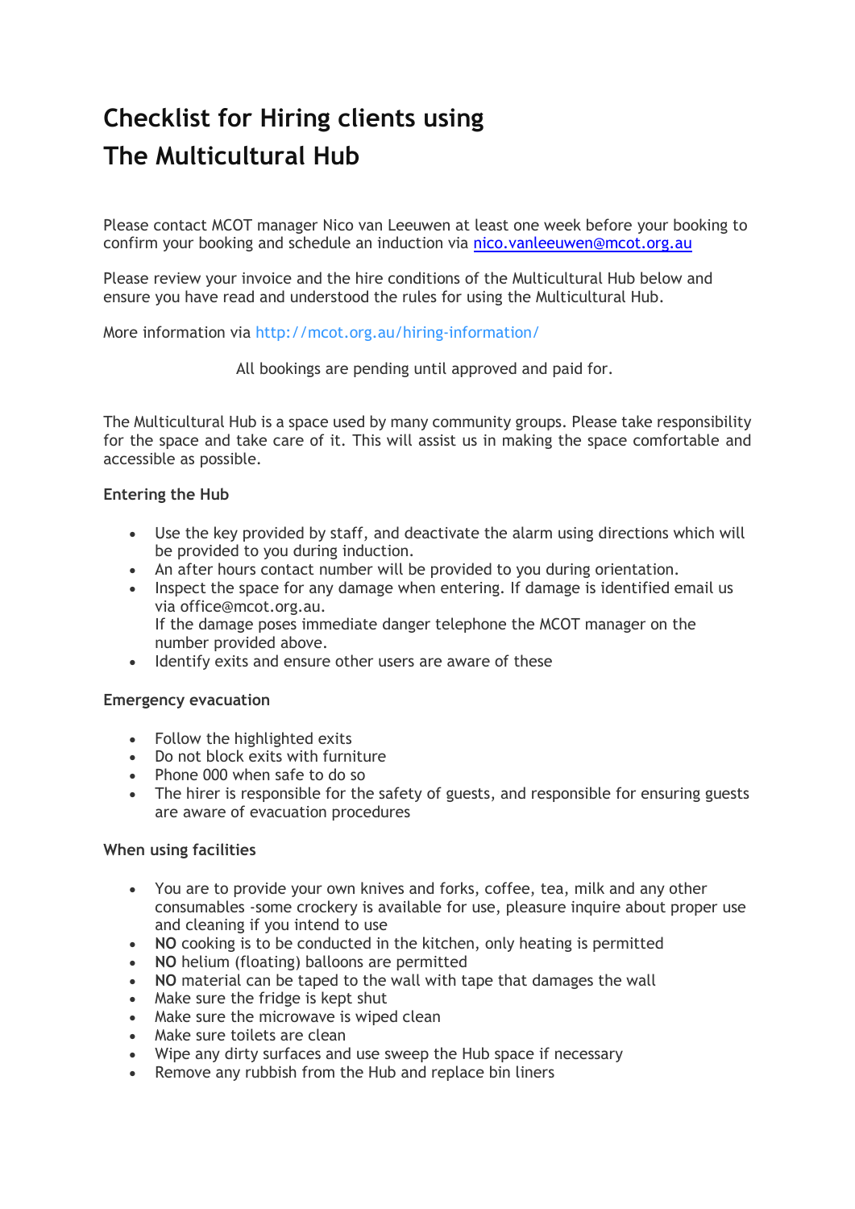# Checklist for Hiring clients using The Multicultural Hub

Please contact MCOT manager Nico van Leeuwen at least one week before your booking to confirm your booking and schedule an induction via [nico.vanleeuwen@mcot.org.au](mailto:nico.vanleeuwen@mcot.org.au)

Please review your invoice and the hire conditions of the Multicultural Hub below and ensure you have read and understood the rules for using the Multicultural Hub.

More information via http://mcot.org.au/hiring-information/

All bookings are pending until approved and paid for.

The Multicultural Hub is a space used by many community groups. Please take responsibility for the space and take care of it. This will assist us in making the space comfortable and accessible as possible.

### Entering the Hub

- Use the key provided by staff, and deactivate the alarm using directions which will be provided to you during induction.
- An after hours contact number will be provided to you during orientation.
- Inspect the space for any damage when entering. If damage is identified email us via office@mcot.org.au.
  If the damage poses immediate danger telephone the MCOT manager on the number provided above.
- Identify exits and ensure other users are aware of these

### Emergency evacuation

- Follow the highlighted exits
- Do not block exits with furniture
- Phone 000 when safe to do so
- The hirer is responsible for the safety of guests, and responsible for ensuring guests are aware of evacuation procedures

### When using facilities

- You are to provide your own knives and forks, coffee, tea, milk and any other consumables -some crockery is available for use, pleasure inquire about proper use and cleaning if you intend to use
- **NO** cooking is to be conducted in the kitchen, only heating is permitted
- **NO** helium (floating) balloons are permitted
- **NO** material can be taped to the wall with tape that damages the wall
- Make sure the fridge is kept shut
- Make sure the microwave is wiped clean
- Make sure toilets are clean
- Wipe any dirty surfaces and use sweep the Hub space if necessary
- Remove any rubbish from the Hub and replace bin liners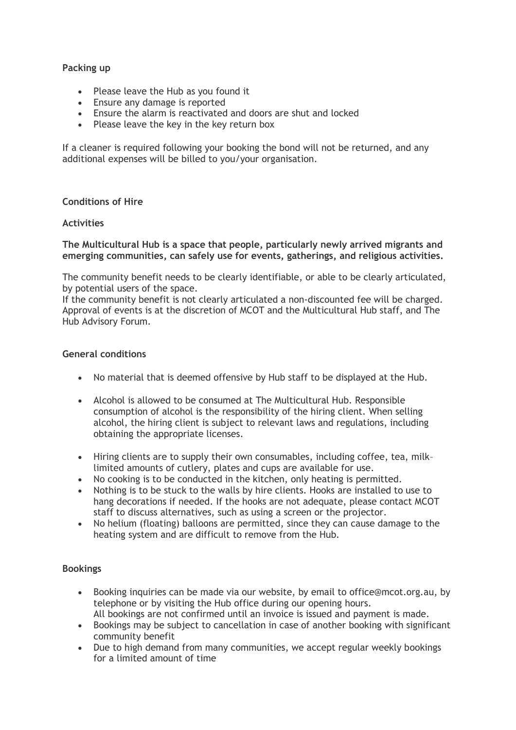**Packing up**

- Please leave the Hub as you found it
- Ensure any damage is reported
- Ensure the alarm is reactivated and doors are shut and locked
- Please leave the key in the key return box

If a cleaner is required following your booking the bond will not be returned, and any additional expenses will be billed to you/your organisation.

**Conditions of Hire**

**Activities**

**The Multicultural Hub is a space that people, particularly newly arrived migrants and emerging communities, can safely use for events, gatherings, and religious activities.**

The community benefit needs to be clearly identifiable, or able to be clearly articulated, by potential users of the space.
If the community benefit is not clearly articulated a non-discounted fee will be charged.
Approval of events is at the discretion of MCOT and the Multicultural Hub staff, and The Hub Advisory Forum.

**General conditions**

- No material that is deemed offensive by Hub staff to be displayed at the Hub.
- Alcohol is allowed to be consumed at The Multicultural Hub. Responsible consumption of alcohol is the responsibility of the hiring client. When selling alcohol, the hiring client is subject to relevant laws and regulations, including obtaining the appropriate licenses.
- Hiring clients are to supply their own consumables, including coffee, tea, milk– limited amounts of cutlery, plates and cups are available for use.
- No cooking is to be conducted in the kitchen, only heating is permitted.
- Nothing is to be stuck to the walls by hire clients. Hooks are installed to use to hang decorations if needed. If the hooks are not adequate, please contact MCOT staff to discuss alternatives, such as using a screen or the projector.
- No helium (floating) balloons are permitted, since they can cause damage to the heating system and are difficult to remove from the Hub.

**Bookings**

- Booking inquiries can be made via our website, by email to office@mcot.org.au, by telephone or by visiting the Hub office during our opening hours.
  All bookings are not confirmed until an invoice is issued and payment is made.
- Bookings may be subject to cancellation in case of another booking with significant community benefit
- Due to high demand from many communities, we accept regular weekly bookings for a limited amount of time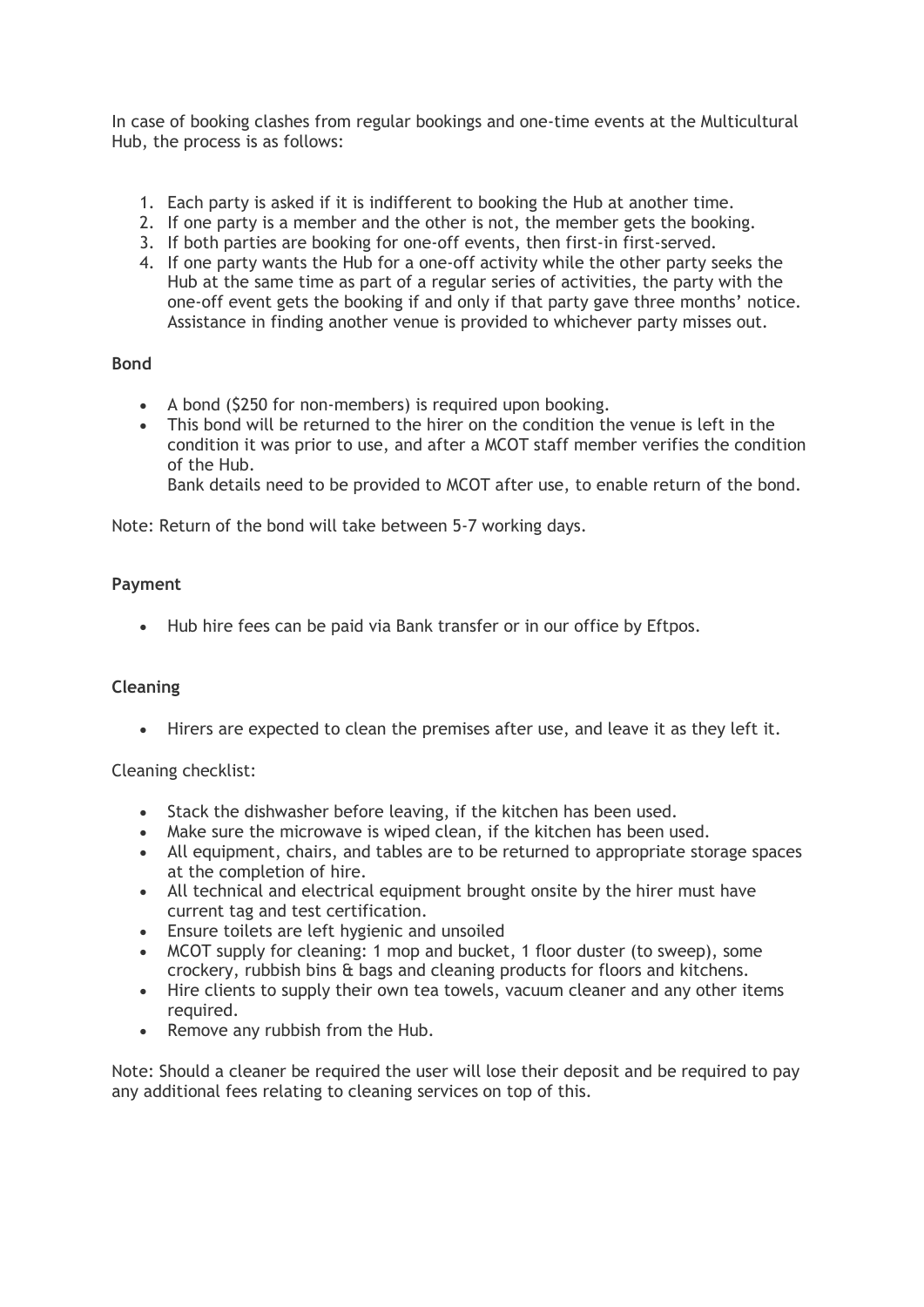In case of booking clashes from regular bookings and one-time events at the Multicultural Hub, the process is as follows:

1. Each party is asked if it is indifferent to booking the Hub at another time.
2. If one party is a member and the other is not, the member gets the booking.
3. If both parties are booking for one-off events, then first-in first-served.
4. If one party wants the Hub for a one-off activity while the other party seeks the Hub at the same time as part of a regular series of activities, the party with the one-off event gets the booking if and only if that party gave three months' notice. Assistance in finding another venue is provided to whichever party misses out.

**Bond**

- A bond ($250 for non-members) is required upon booking.
- This bond will be returned to the hirer on the condition the venue is left in the condition it was prior to use, and after a MCOT staff member verifies the condition of the Hub.
  Bank details need to be provided to MCOT after use, to enable return of the bond.

Note: Return of the bond will take between 5-7 working days.

**Payment**

- Hub hire fees can be paid via Bank transfer or in our office by Eftpos.

**Cleaning**

- Hirers are expected to clean the premises after use, and leave it as they left it.

Cleaning checklist:

- Stack the dishwasher before leaving, if the kitchen has been used.
- Make sure the microwave is wiped clean, if the kitchen has been used.
- All equipment, chairs, and tables are to be returned to appropriate storage spaces at the completion of hire.
- All technical and electrical equipment brought onsite by the hirer must have current tag and test certification.
- Ensure toilets are left hygienic and unsoiled
- MCOT supply for cleaning: 1 mop and bucket, 1 floor duster (to sweep), some crockery, rubbish bins & bags and cleaning products for floors and kitchens.
- Hire clients to supply their own tea towels, vacuum cleaner and any other items required.
- Remove any rubbish from the Hub.

Note: Should a cleaner be required the user will lose their deposit and be required to pay any additional fees relating to cleaning services on top of this.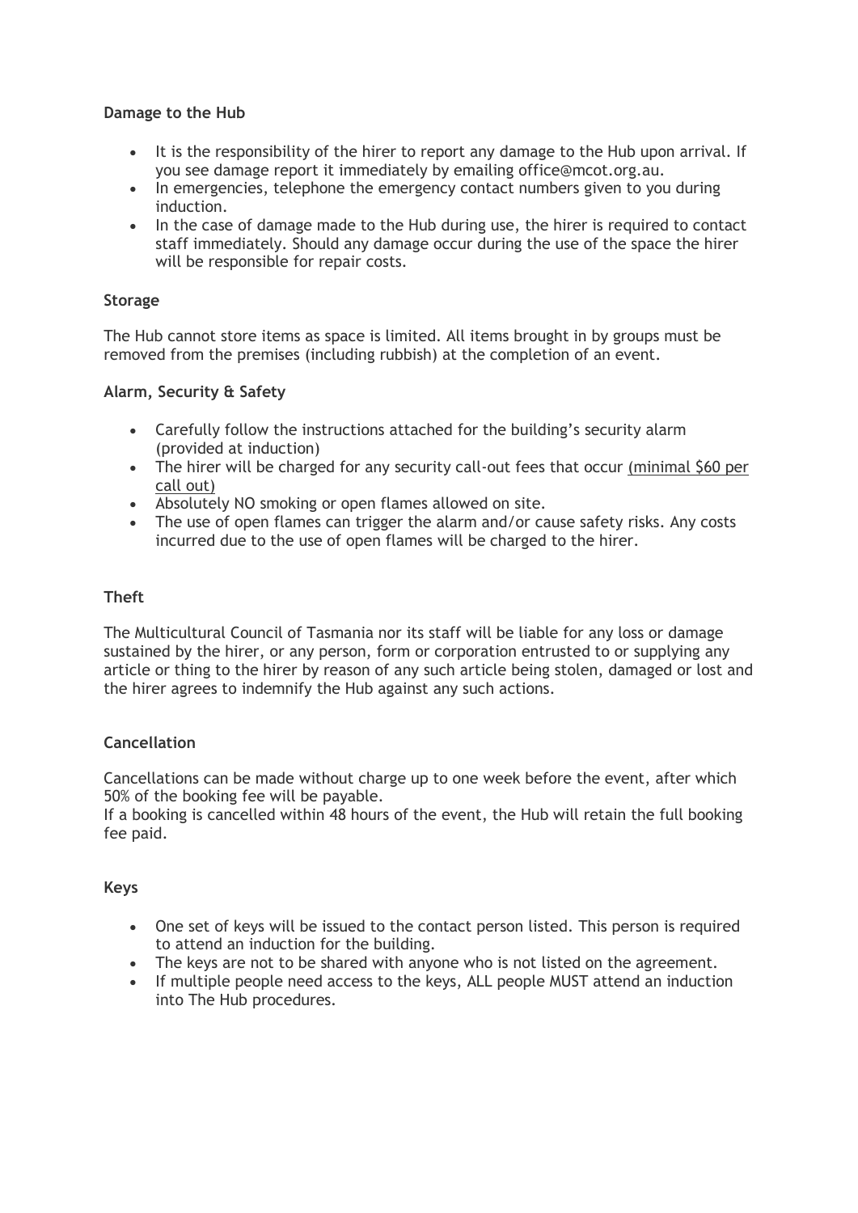**Damage to the Hub**

- It is the responsibility of the hirer to report any damage to the Hub upon arrival. If you see damage report it immediately by emailing office@mcot.org.au.
- In emergencies, telephone the emergency contact numbers given to you during induction.
- In the case of damage made to the Hub during use, the hirer is required to contact staff immediately. Should any damage occur during the use of the space the hirer will be responsible for repair costs.

**Storage**

The Hub cannot store items as space is limited. All items brought in by groups must be removed from the premises (including rubbish) at the completion of an event.

**Alarm, Security & Safety**

- Carefully follow the instructions attached for the building's security alarm (provided at induction)
- The hirer will be charged for any security call-out fees that occur (minimal $60 per call out)
- Absolutely NO smoking or open flames allowed on site.
- The use of open flames can trigger the alarm and/or cause safety risks. Any costs incurred due to the use of open flames will be charged to the hirer.

**Theft**

The Multicultural Council of Tasmania nor its staff will be liable for any loss or damage sustained by the hirer, or any person, form or corporation entrusted to or supplying any article or thing to the hirer by reason of any such article being stolen, damaged or lost and the hirer agrees to indemnify the Hub against any such actions.

**Cancellation**

Cancellations can be made without charge up to one week before the event, after which 50% of the booking fee will be payable.
If a booking is cancelled within 48 hours of the event, the Hub will retain the full booking fee paid.

**Keys**

- One set of keys will be issued to the contact person listed. This person is required to attend an induction for the building.
- The keys are not to be shared with anyone who is not listed on the agreement.
- If multiple people need access to the keys, ALL people MUST attend an induction into The Hub procedures.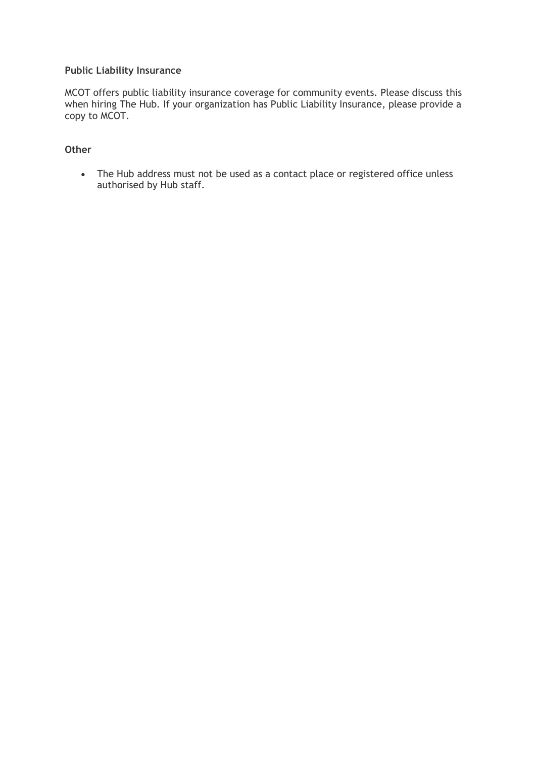**Public Liability Insurance**

MCOT offers public liability insurance coverage for community events. Please discuss this when hiring The Hub. If your organization has Public Liability Insurance, please provide a copy to MCOT.

**Other**

- The Hub address must not be used as a contact place or registered office unless authorised by Hub staff.